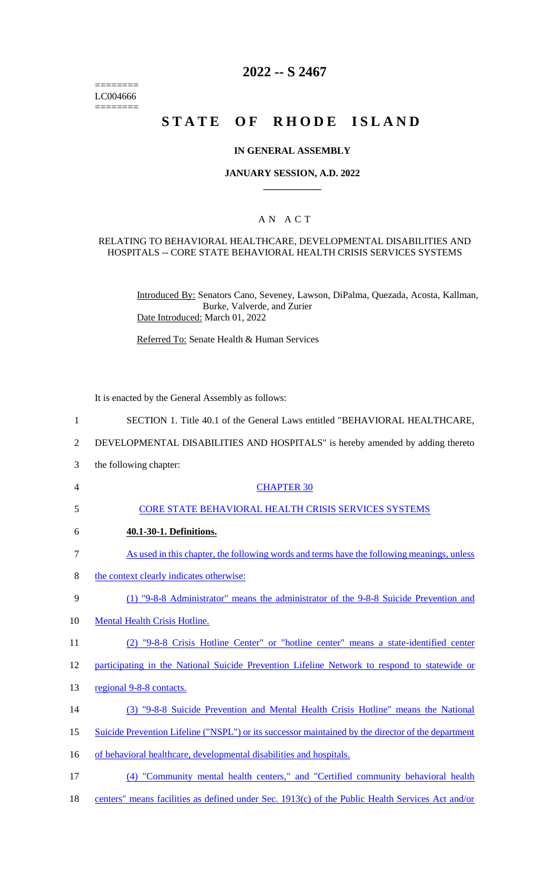========
LC004666
========

# 2022 -- S 2467

# STATE OF RHODE ISLAND

## IN GENERAL ASSEMBLY

### JANUARY SESSION, A.D. 2022

## A N A C T

### RELATING TO BEHAVIORAL HEALTHCARE, DEVELOPMENTAL DISABILITIES AND HOSPITALS -- CORE STATE BEHAVIORAL HEALTH CRISIS SERVICES SYSTEMS

Introduced By: Senators Cano, Seveney, Lawson, DiPalma, Quezada, Acosta, Kallman, Burke, Valverde, and Zurier

Date Introduced: March 01, 2022

Referred To: Senate Health & Human Services

It is enacted by the General Assembly as follows:

1 SECTION 1. Title 40.1 of the General Laws entitled "BEHAVIORAL HEALTHCARE,
2 DEVELOPMENTAL DISABILITIES AND HOSPITALS" is hereby amended by adding thereto
3 the following chapter:

4 CHAPTER 30

5 CORE STATE BEHAVIORAL HEALTH CRISIS SERVICES SYSTEMS

6 **40.1-30-1. Definitions.**

7 As used in this chapter, the following words and terms have the following meanings, unless
8 the context clearly indicates otherwise:

9 (1) "9-8-8 Administrator" means the administrator of the 9-8-8 Suicide Prevention and
10 Mental Health Crisis Hotline.

11 (2) "9-8-8 Crisis Hotline Center" or "hotline center" means a state-identified center
12 participating in the National Suicide Prevention Lifeline Network to respond to statewide or
13 regional 9-8-8 contacts.

14 (3) "9-8-8 Suicide Prevention and Mental Health Crisis Hotline" means the National
15 Suicide Prevention Lifeline ("NSPL") or its successor maintained by the director of the department
16 of behavioral healthcare, developmental disabilities and hospitals.

17 (4) "Community mental health centers," and "Certified community behavioral health
18 centers" means facilities as defined under Sec. 1913(c) of the Public Health Services Act and/or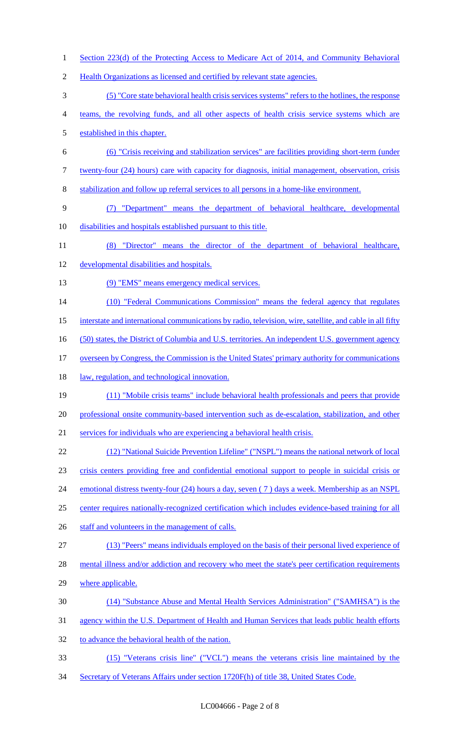Section 223(d) of the Protecting Access to Medicare Act of 2014, and Community Behavioral Health Organizations as licensed and certified by relevant state agencies.

(5) "Core state behavioral health crisis services systems" refers to the hotlines, the response teams, the revolving funds, and all other aspects of health crisis service systems which are established in this chapter.

(6) "Crisis receiving and stabilization services" are facilities providing short-term (under twenty-four (24) hours) care with capacity for diagnosis, initial management, observation, crisis stabilization and follow up referral services to all persons in a home-like environment.

(7) "Department" means the department of behavioral healthcare, developmental disabilities and hospitals established pursuant to this title.

(8) "Director" means the director of the department of behavioral healthcare, developmental disabilities and hospitals.

(9) "EMS" means emergency medical services.

(10) "Federal Communications Commission" means the federal agency that regulates interstate and international communications by radio, television, wire, satellite, and cable in all fifty (50) states, the District of Columbia and U.S. territories. An independent U.S. government agency overseen by Congress, the Commission is the United States' primary authority for communications law, regulation, and technological innovation.

(11) "Mobile crisis teams" include behavioral health professionals and peers that provide professional onsite community-based intervention such as de-escalation, stabilization, and other services for individuals who are experiencing a behavioral health crisis.

(12) "National Suicide Prevention Lifeline" ("NSPL") means the national network of local crisis centers providing free and confidential emotional support to people in suicidal crisis or emotional distress twenty-four (24) hours a day, seven ( 7 ) days a week. Membership as an NSPL center requires nationally-recognized certification which includes evidence-based training for all staff and volunteers in the management of calls.

(13) "Peers" means individuals employed on the basis of their personal lived experience of mental illness and/or addiction and recovery who meet the state's peer certification requirements where applicable.

(14) "Substance Abuse and Mental Health Services Administration" ("SAMHSA") is the agency within the U.S. Department of Health and Human Services that leads public health efforts to advance the behavioral health of the nation.

(15) "Veterans crisis line" ("VCL") means the veterans crisis line maintained by the Secretary of Veterans Affairs under section 1720F(h) of title 38, United States Code.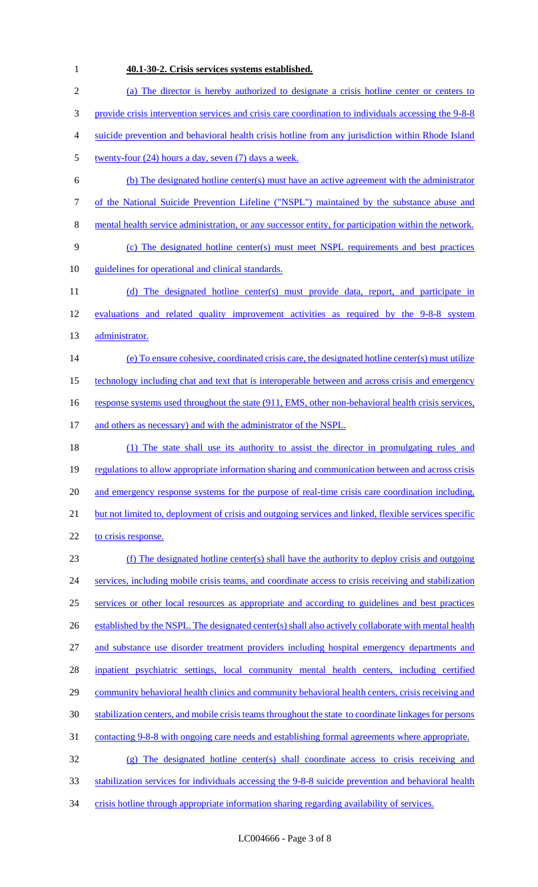**40.1-30-2. Crisis services systems established.**

(a) The director is hereby authorized to designate a crisis hotline center or centers to provide crisis intervention services and crisis care coordination to individuals accessing the 9-8-8 suicide prevention and behavioral health crisis hotline from any jurisdiction within Rhode Island twenty-four (24) hours a day, seven (7) days a week.

(b) The designated hotline center(s) must have an active agreement with the administrator of the National Suicide Prevention Lifeline ("NSPL") maintained by the substance abuse and mental health service administration, or any successor entity, for participation within the network.

(c) The designated hotline center(s) must meet NSPL requirements and best practices guidelines for operational and clinical standards.

(d) The designated hotline center(s) must provide data, report, and participate in evaluations and related quality improvement activities as required by the 9-8-8 system administrator.

(e) To ensure cohesive, coordinated crisis care, the designated hotline center(s) must utilize technology including chat and text that is interoperable between and across crisis and emergency response systems used throughout the state (911, EMS, other non-behavioral health crisis services, and others as necessary) and with the administrator of the NSPL.

(1) The state shall use its authority to assist the director in promulgating rules and regulations to allow appropriate information sharing and communication between and across crisis and emergency response systems for the purpose of real-time crisis care coordination including, but not limited to, deployment of crisis and outgoing services and linked, flexible services specific to crisis response.

(f) The designated hotline center(s) shall have the authority to deploy crisis and outgoing services, including mobile crisis teams, and coordinate access to crisis receiving and stabilization services or other local resources as appropriate and according to guidelines and best practices established by the NSPL. The designated center(s) shall also actively collaborate with mental health and substance use disorder treatment providers including hospital emergency departments and inpatient psychiatric settings, local community mental health centers, including certified community behavioral health clinics and community behavioral health centers, crisis receiving and stabilization centers, and mobile crisis teams throughout the state to coordinate linkages for persons contacting 9-8-8 with ongoing care needs and establishing formal agreements where appropriate.

(g) The designated hotline center(s) shall coordinate access to crisis receiving and stabilization services for individuals accessing the 9-8-8 suicide prevention and behavioral health crisis hotline through appropriate information sharing regarding availability of services.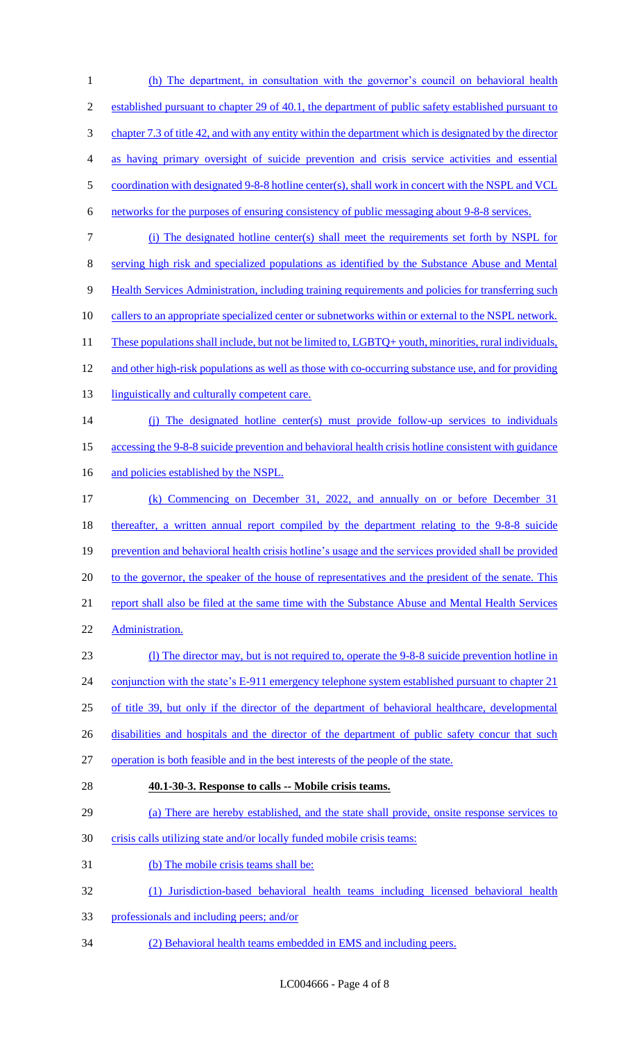(h) The department, in consultation with the governor's council on behavioral health established pursuant to chapter 29 of 40.1, the department of public safety established pursuant to chapter 7.3 of title 42, and with any entity within the department which is designated by the director as having primary oversight of suicide prevention and crisis service activities and essential coordination with designated 9-8-8 hotline center(s), shall work in concert with the NSPL and VCL networks for the purposes of ensuring consistency of public messaging about 9-8-8 services.

(i) The designated hotline center(s) shall meet the requirements set forth by NSPL for serving high risk and specialized populations as identified by the Substance Abuse and Mental Health Services Administration, including training requirements and policies for transferring such callers to an appropriate specialized center or subnetworks within or external to the NSPL network. These populations shall include, but not be limited to, LGBTQ+ youth, minorities, rural individuals, and other high-risk populations as well as those with co-occurring substance use, and for providing linguistically and culturally competent care.

(j) The designated hotline center(s) must provide follow-up services to individuals accessing the 9-8-8 suicide prevention and behavioral health crisis hotline consistent with guidance and policies established by the NSPL.

(k) Commencing on December 31, 2022, and annually on or before December 31 thereafter, a written annual report compiled by the department relating to the 9-8-8 suicide prevention and behavioral health crisis hotline's usage and the services provided shall be provided to the governor, the speaker of the house of representatives and the president of the senate. This report shall also be filed at the same time with the Substance Abuse and Mental Health Services Administration.

(l) The director may, but is not required to, operate the 9-8-8 suicide prevention hotline in conjunction with the state's E-911 emergency telephone system established pursuant to chapter 21 of title 39, but only if the director of the department of behavioral healthcare, developmental disabilities and hospitals and the director of the department of public safety concur that such operation is both feasible and in the best interests of the people of the state.

**40.1-30-3. Response to calls -- Mobile crisis teams.**

(a) There are hereby established, and the state shall provide, onsite response services to crisis calls utilizing state and/or locally funded mobile crisis teams:

(b) The mobile crisis teams shall be:

(1) Jurisdiction-based behavioral health teams including licensed behavioral health professionals and including peers; and/or

(2) Behavioral health teams embedded in EMS and including peers.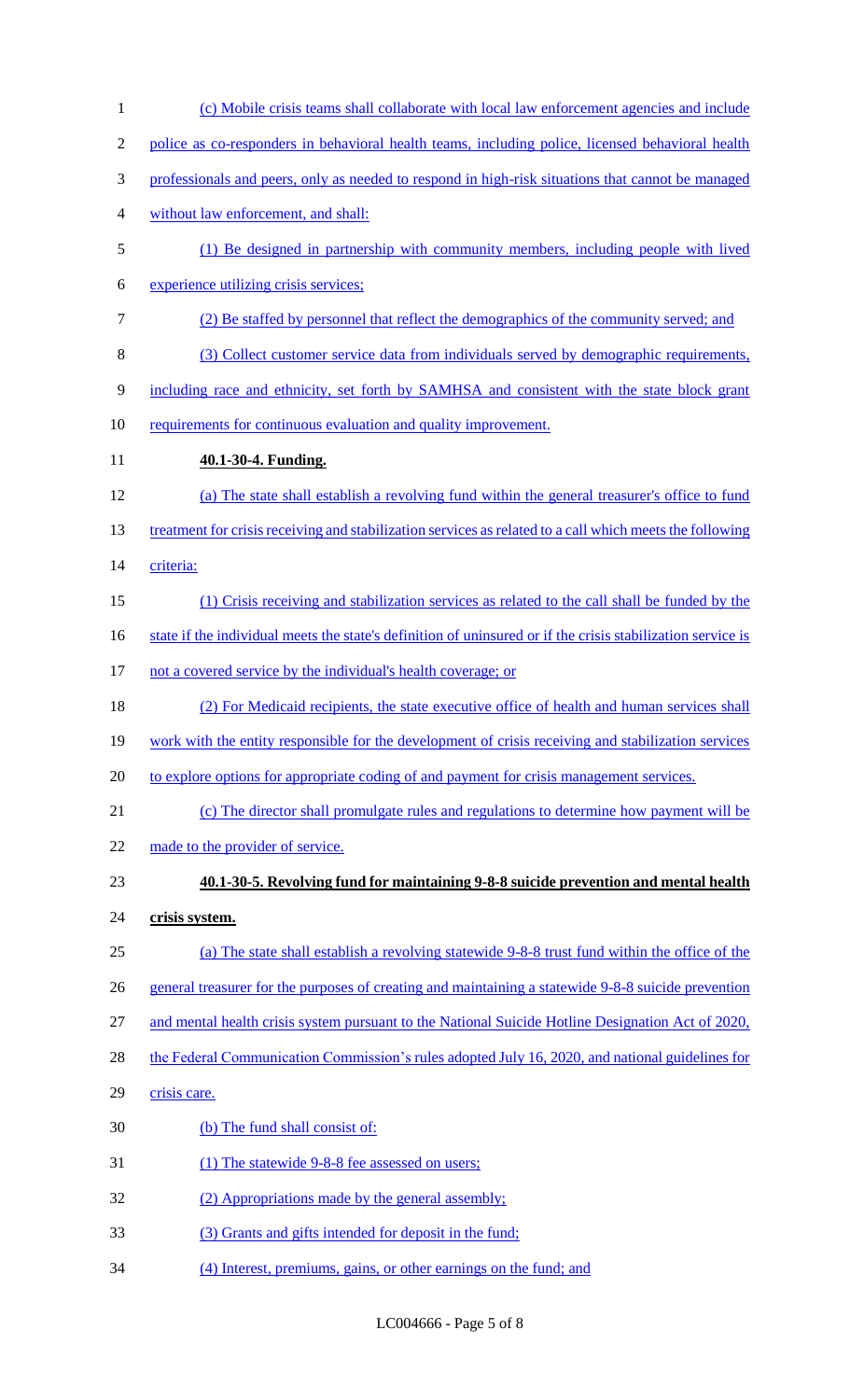(c) Mobile crisis teams shall collaborate with local law enforcement agencies and include police as co-responders in behavioral health teams, including police, licensed behavioral health professionals and peers, only as needed to respond in high-risk situations that cannot be managed without law enforcement, and shall:

(1) Be designed in partnership with community members, including people with lived experience utilizing crisis services;

(2) Be staffed by personnel that reflect the demographics of the community served; and

(3) Collect customer service data from individuals served by demographic requirements, including race and ethnicity, set forth by SAMHSA and consistent with the state block grant requirements for continuous evaluation and quality improvement.

**40.1-30-4. Funding.**

(a) The state shall establish a revolving fund within the general treasurer's office to fund treatment for crisis receiving and stabilization services as related to a call which meets the following criteria:

(1) Crisis receiving and stabilization services as related to the call shall be funded by the state if the individual meets the state's definition of uninsured or if the crisis stabilization service is not a covered service by the individual's health coverage; or

(2) For Medicaid recipients, the state executive office of health and human services shall work with the entity responsible for the development of crisis receiving and stabilization services to explore options for appropriate coding of and payment for crisis management services.

(c) The director shall promulgate rules and regulations to determine how payment will be made to the provider of service.

**40.1-30-5. Revolving fund for maintaining 9-8-8 suicide prevention and mental health crisis system.**

(a) The state shall establish a revolving statewide 9-8-8 trust fund within the office of the general treasurer for the purposes of creating and maintaining a statewide 9-8-8 suicide prevention and mental health crisis system pursuant to the National Suicide Hotline Designation Act of 2020, the Federal Communication Commission's rules adopted July 16, 2020, and national guidelines for crisis care.

(b) The fund shall consist of:

(1) The statewide 9-8-8 fee assessed on users;

(2) Appropriations made by the general assembly;

(3) Grants and gifts intended for deposit in the fund;

(4) Interest, premiums, gains, or other earnings on the fund; and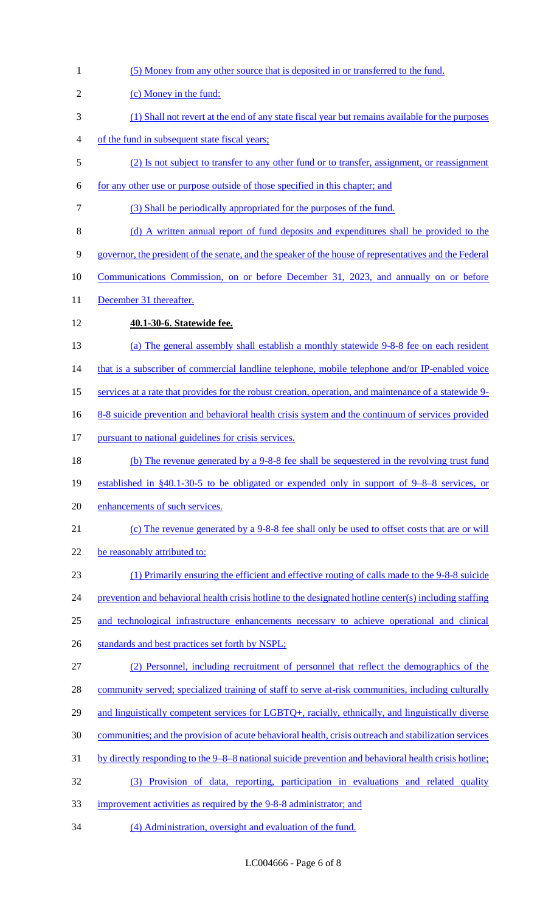(5) Money from any other source that is deposited in or transferred to the fund.

(c) Money in the fund:

(1) Shall not revert at the end of any state fiscal year but remains available for the purposes of the fund in subsequent state fiscal years;

(2) Is not subject to transfer to any other fund or to transfer, assignment, or reassignment for any other use or purpose outside of those specified in this chapter; and

(3) Shall be periodically appropriated for the purposes of the fund.

(d) A written annual report of fund deposits and expenditures shall be provided to the governor, the president of the senate, and the speaker of the house of representatives and the Federal Communications Commission, on or before December 31, 2023, and annually on or before December 31 thereafter.

**40.1-30-6. Statewide fee.**

(a) The general assembly shall establish a monthly statewide 9-8-8 fee on each resident that is a subscriber of commercial landline telephone, mobile telephone and/or IP-enabled voice services at a rate that provides for the robust creation, operation, and maintenance of a statewide 9-8-8 suicide prevention and behavioral health crisis system and the continuum of services provided pursuant to national guidelines for crisis services.

(b) The revenue generated by a 9-8-8 fee shall be sequestered in the revolving trust fund established in §40.1-30-5 to be obligated or expended only in support of 9–8–8 services, or enhancements of such services.

(c) The revenue generated by a 9-8-8 fee shall only be used to offset costs that are or will be reasonably attributed to:

(1) Primarily ensuring the efficient and effective routing of calls made to the 9-8-8 suicide prevention and behavioral health crisis hotline to the designated hotline center(s) including staffing and technological infrastructure enhancements necessary to achieve operational and clinical standards and best practices set forth by NSPL;

(2) Personnel, including recruitment of personnel that reflect the demographics of the community served; specialized training of staff to serve at-risk communities, including culturally and linguistically competent services for LGBTQ+, racially, ethnically, and linguistically diverse communities; and the provision of acute behavioral health, crisis outreach and stabilization services by directly responding to the 9–8–8 national suicide prevention and behavioral health crisis hotline;

(3) Provision of data, reporting, participation in evaluations and related quality improvement activities as required by the 9-8-8 administrator; and

(4) Administration, oversight and evaluation of the fund.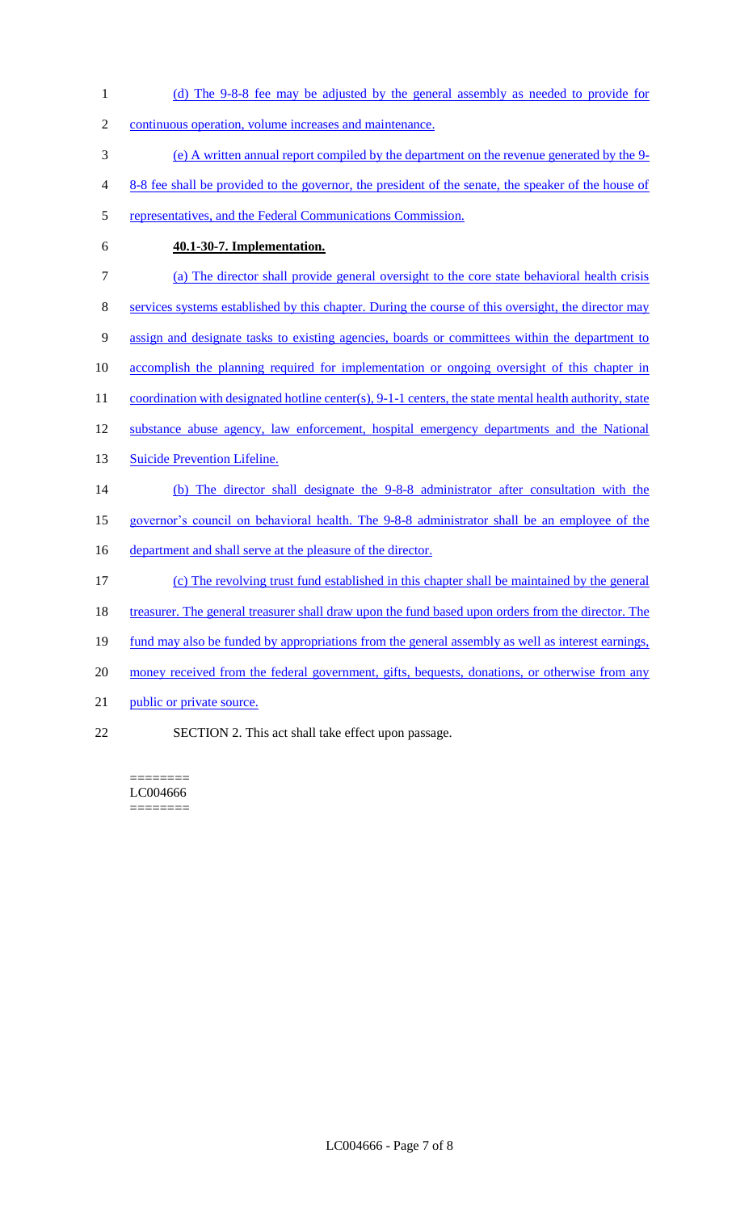(d) The 9-8-8 fee may be adjusted by the general assembly as needed to provide for continuous operation, volume increases and maintenance.

(e) A written annual report compiled by the department on the revenue generated by the 9-8-8 fee shall be provided to the governor, the president of the senate, the speaker of the house of representatives, and the Federal Communications Commission.

**40.1-30-7. Implementation.**

(a) The director shall provide general oversight to the core state behavioral health crisis services systems established by this chapter. During the course of this oversight, the director may assign and designate tasks to existing agencies, boards or committees within the department to accomplish the planning required for implementation or ongoing oversight of this chapter in coordination with designated hotline center(s), 9-1-1 centers, the state mental health authority, state substance abuse agency, law enforcement, hospital emergency departments and the National Suicide Prevention Lifeline.

(b) The director shall designate the 9-8-8 administrator after consultation with the governor's council on behavioral health. The 9-8-8 administrator shall be an employee of the department and shall serve at the pleasure of the director.

(c) The revolving trust fund established in this chapter shall be maintained by the general treasurer. The general treasurer shall draw upon the fund based upon orders from the director. The fund may also be funded by appropriations from the general assembly as well as interest earnings, money received from the federal government, gifts, bequests, donations, or otherwise from any public or private source.

SECTION 2. This act shall take effect upon passage.

========
LC004666
========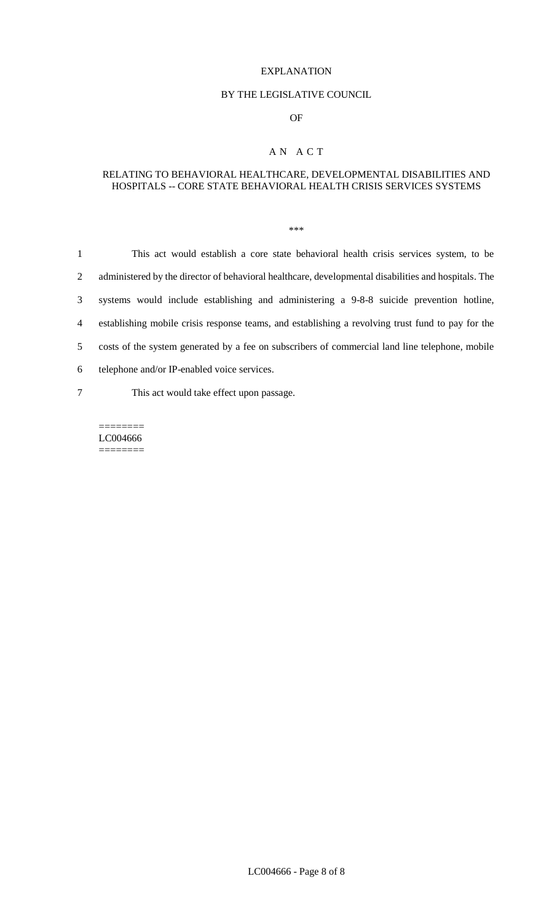EXPLANATION

BY THE LEGISLATIVE COUNCIL

OF

A N A C T

RELATING TO BEHAVIORAL HEALTHCARE, DEVELOPMENTAL DISABILITIES AND HOSPITALS -- CORE STATE BEHAVIORAL HEALTH CRISIS SERVICES SYSTEMS

\*\*\*

1 This act would establish a core state behavioral health crisis services system, to be
2 administered by the director of behavioral healthcare, developmental disabilities and hospitals. The
3 systems would include establishing and administering a 9-8-8 suicide prevention hotline,
4 establishing mobile crisis response teams, and establishing a revolving trust fund to pay for the
5 costs of the system generated by a fee on subscribers of commercial land line telephone, mobile
6 telephone and/or IP-enabled voice services.

7 This act would take effect upon passage.

========
LC004666
========